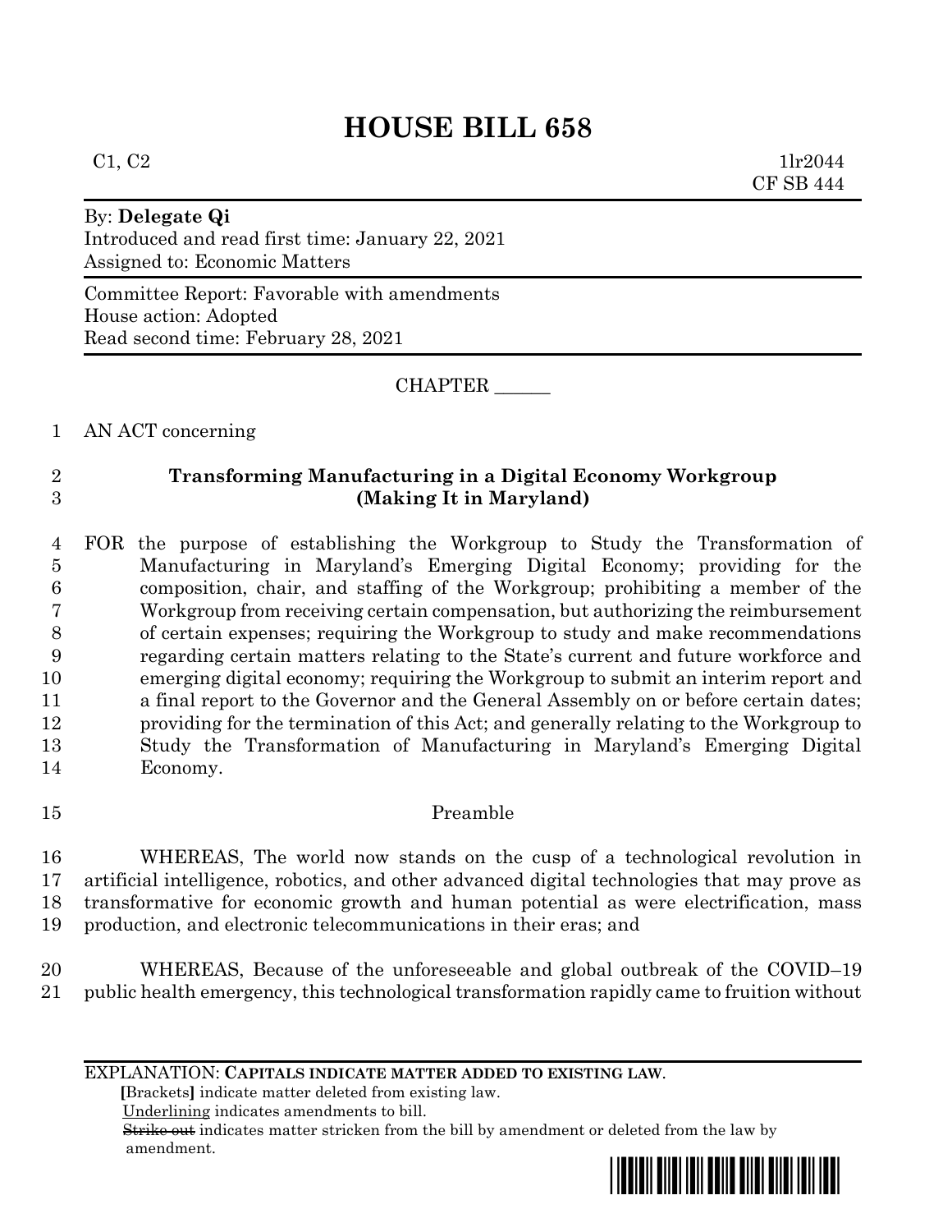# HOUSE BILL 658

C1, C2 1lr2044
CF SB 444

By: **Delegate Qi**
Introduced and read first time: January 22, 2021
Assigned to: Economic Matters

Committee Report: Favorable with amendments
House action: Adopted
Read second time: February 28, 2021

CHAPTER ______

AN ACT concerning

**Transforming Manufacturing in a Digital Economy Workgroup (Making It in Maryland)**

FOR the purpose of establishing the Workgroup to Study the Transformation of Manufacturing in Maryland's Emerging Digital Economy; providing for the composition, chair, and staffing of the Workgroup; prohibiting a member of the Workgroup from receiving certain compensation, but authorizing the reimbursement of certain expenses; requiring the Workgroup to study and make recommendations regarding certain matters relating to the State's current and future workforce and emerging digital economy; requiring the Workgroup to submit an interim report and a final report to the Governor and the General Assembly on or before certain dates; providing for the termination of this Act; and generally relating to the Workgroup to Study the Transformation of Manufacturing in Maryland's Emerging Digital Economy.

Preamble

WHEREAS, The world now stands on the cusp of a technological revolution in artificial intelligence, robotics, and other advanced digital technologies that may prove as transformative for economic growth and human potential as were electrification, mass production, and electronic telecommunications in their eras; and

WHEREAS, Because of the unforeseeable and global outbreak of the COVID–19 public health emergency, this technological transformation rapidly came to fruition without

EXPLANATION: **CAPITALS INDICATE MATTER ADDED TO EXISTING LAW.**
**[**Brackets**]** indicate matter deleted from existing law.
Underlining indicates amendments to bill.
~~Strike out~~ indicates matter stricken from the bill by amendment or deleted from the law by amendment.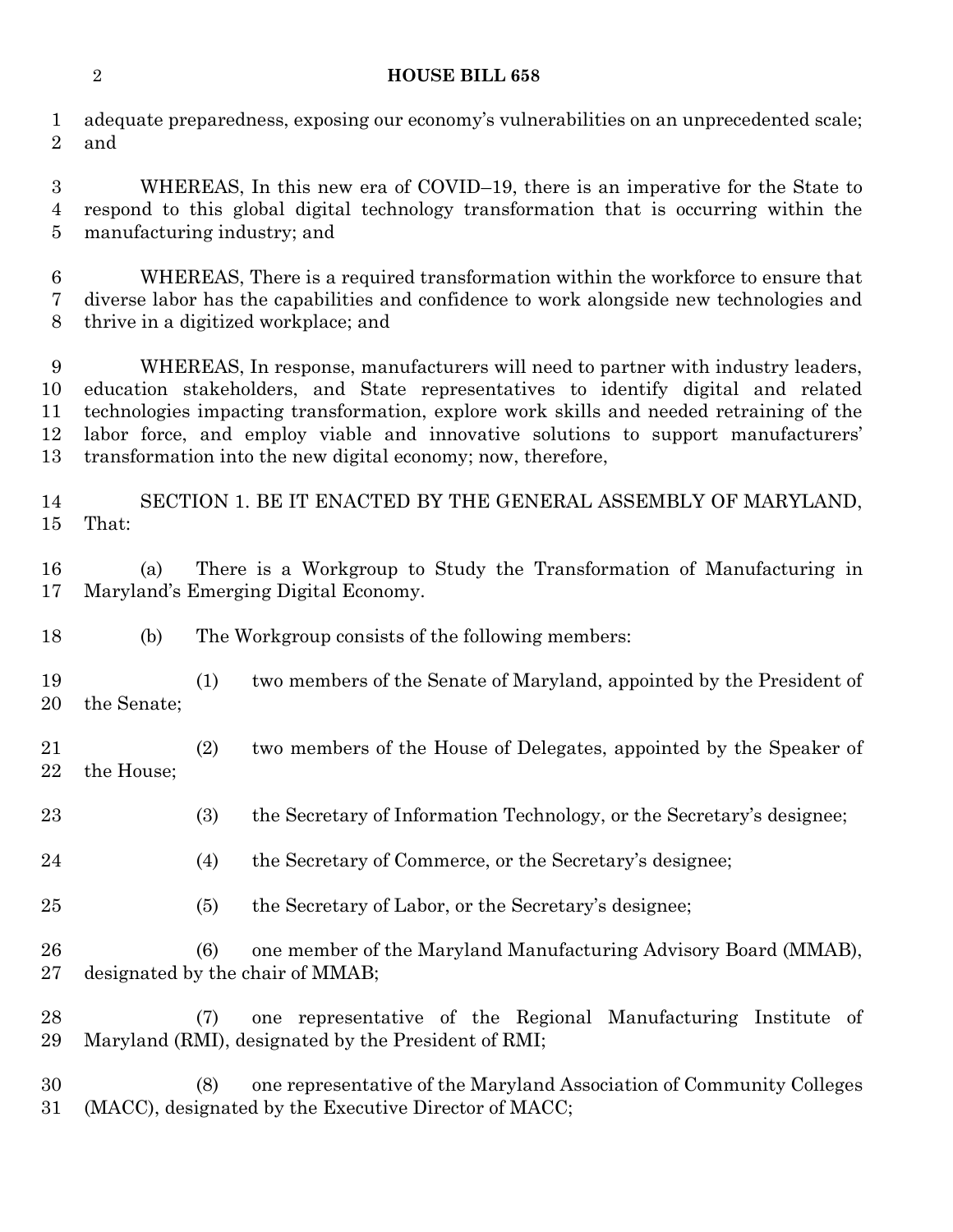adequate preparedness, exposing our economy's vulnerabilities on an unprecedented scale; and

WHEREAS, In this new era of COVID–19, there is an imperative for the State to respond to this global digital technology transformation that is occurring within the manufacturing industry; and

WHEREAS, There is a required transformation within the workforce to ensure that diverse labor has the capabilities and confidence to work alongside new technologies and thrive in a digitized workplace; and

WHEREAS, In response, manufacturers will need to partner with industry leaders, education stakeholders, and State representatives to identify digital and related technologies impacting transformation, explore work skills and needed retraining of the labor force, and employ viable and innovative solutions to support manufacturers' transformation into the new digital economy; now, therefore,

SECTION 1. BE IT ENACTED BY THE GENERAL ASSEMBLY OF MARYLAND, That:

(a) There is a Workgroup to Study the Transformation of Manufacturing in Maryland's Emerging Digital Economy.

(b) The Workgroup consists of the following members:

(1) two members of the Senate of Maryland, appointed by the President of the Senate;

(2) two members of the House of Delegates, appointed by the Speaker of the House;

(3) the Secretary of Information Technology, or the Secretary's designee;

(4) the Secretary of Commerce, or the Secretary's designee;

(5) the Secretary of Labor, or the Secretary's designee;

(6) one member of the Maryland Manufacturing Advisory Board (MMAB), designated by the chair of MMAB;

(7) one representative of the Regional Manufacturing Institute of Maryland (RMI), designated by the President of RMI;

(8) one representative of the Maryland Association of Community Colleges (MACC), designated by the Executive Director of MACC;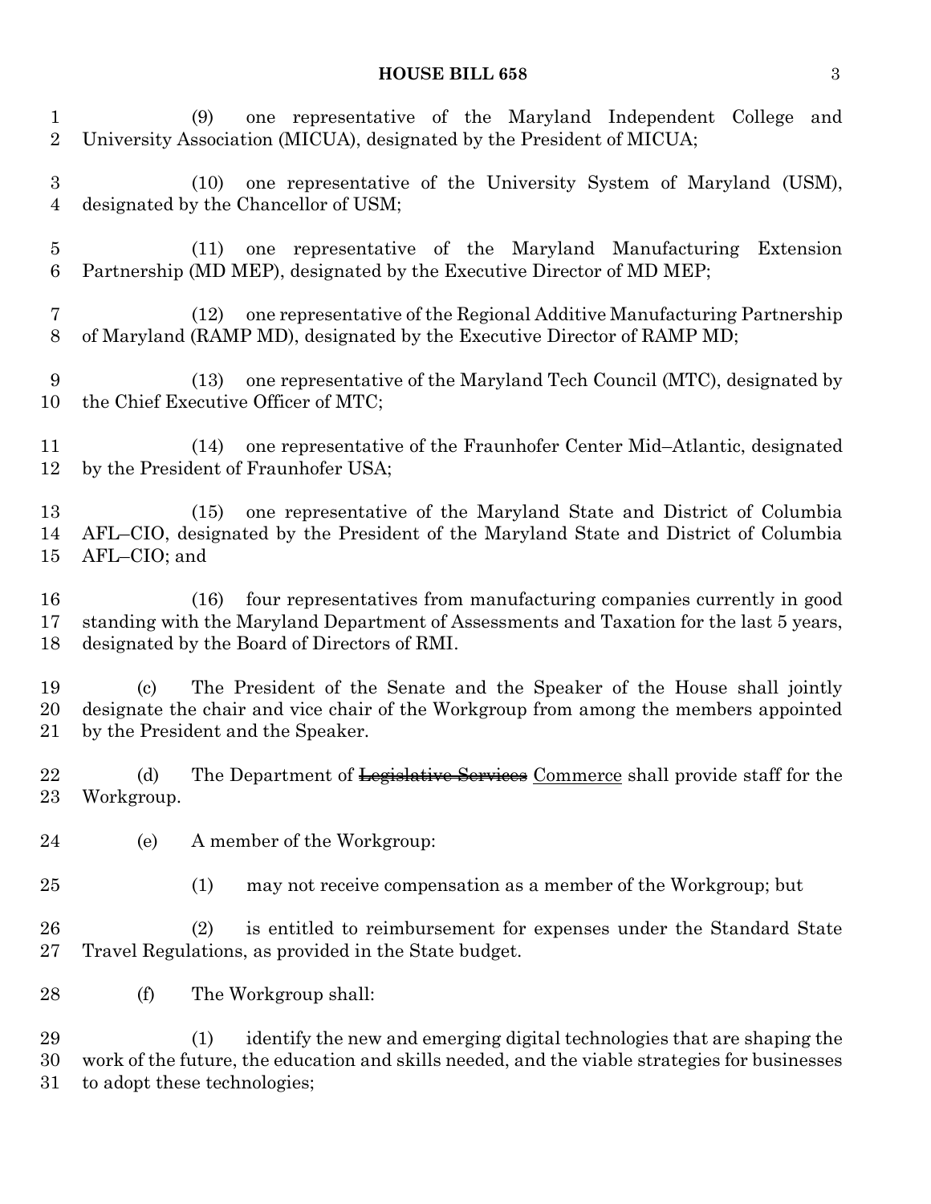(9) one representative of the Maryland Independent College and University Association (MICUA), designated by the President of MICUA;

(10) one representative of the University System of Maryland (USM), designated by the Chancellor of USM;

(11) one representative of the Maryland Manufacturing Extension Partnership (MD MEP), designated by the Executive Director of MD MEP;

(12) one representative of the Regional Additive Manufacturing Partnership of Maryland (RAMP MD), designated by the Executive Director of RAMP MD;

(13) one representative of the Maryland Tech Council (MTC), designated by the Chief Executive Officer of MTC;

(14) one representative of the Fraunhofer Center Mid–Atlantic, designated by the President of Fraunhofer USA;

(15) one representative of the Maryland State and District of Columbia AFL–CIO, designated by the President of the Maryland State and District of Columbia AFL–CIO; and

(16) four representatives from manufacturing companies currently in good standing with the Maryland Department of Assessments and Taxation for the last 5 years, designated by the Board of Directors of RMI.

(c) The President of the Senate and the Speaker of the House shall jointly designate the chair and vice chair of the Workgroup from among the members appointed by the President and the Speaker.

(d) The Department of ~~Legislative Services~~ Commerce shall provide staff for the Workgroup.

(e) A member of the Workgroup:

(1) may not receive compensation as a member of the Workgroup; but

(2) is entitled to reimbursement for expenses under the Standard State Travel Regulations, as provided in the State budget.

(f) The Workgroup shall:

(1) identify the new and emerging digital technologies that are shaping the work of the future, the education and skills needed, and the viable strategies for businesses to adopt these technologies;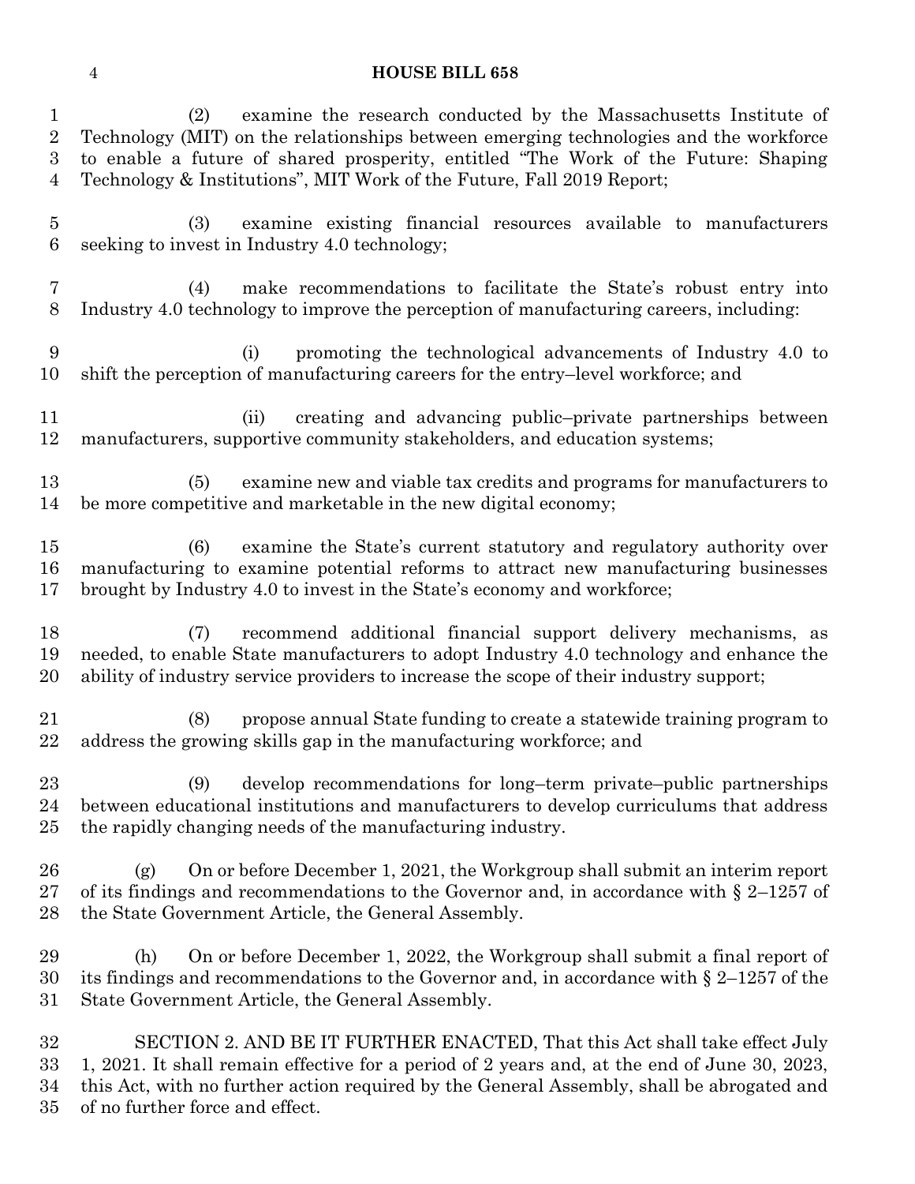(2) examine the research conducted by the Massachusetts Institute of Technology (MIT) on the relationships between emerging technologies and the workforce to enable a future of shared prosperity, entitled "The Work of the Future: Shaping Technology & Institutions", MIT Work of the Future, Fall 2019 Report;

(3) examine existing financial resources available to manufacturers seeking to invest in Industry 4.0 technology;

(4) make recommendations to facilitate the State's robust entry into Industry 4.0 technology to improve the perception of manufacturing careers, including:

(i) promoting the technological advancements of Industry 4.0 to shift the perception of manufacturing careers for the entry–level workforce; and

(ii) creating and advancing public–private partnerships between manufacturers, supportive community stakeholders, and education systems;

(5) examine new and viable tax credits and programs for manufacturers to be more competitive and marketable in the new digital economy;

(6) examine the State's current statutory and regulatory authority over manufacturing to examine potential reforms to attract new manufacturing businesses brought by Industry 4.0 to invest in the State's economy and workforce;

(7) recommend additional financial support delivery mechanisms, as needed, to enable State manufacturers to adopt Industry 4.0 technology and enhance the ability of industry service providers to increase the scope of their industry support;

(8) propose annual State funding to create a statewide training program to address the growing skills gap in the manufacturing workforce; and

(9) develop recommendations for long–term private–public partnerships between educational institutions and manufacturers to develop curriculums that address the rapidly changing needs of the manufacturing industry.

(g) On or before December 1, 2021, the Workgroup shall submit an interim report of its findings and recommendations to the Governor and, in accordance with § 2–1257 of the State Government Article, the General Assembly.

(h) On or before December 1, 2022, the Workgroup shall submit a final report of its findings and recommendations to the Governor and, in accordance with § 2–1257 of the State Government Article, the General Assembly.

SECTION 2. AND BE IT FURTHER ENACTED, That this Act shall take effect July 1, 2021. It shall remain effective for a period of 2 years and, at the end of June 30, 2023, this Act, with no further action required by the General Assembly, shall be abrogated and of no further force and effect.